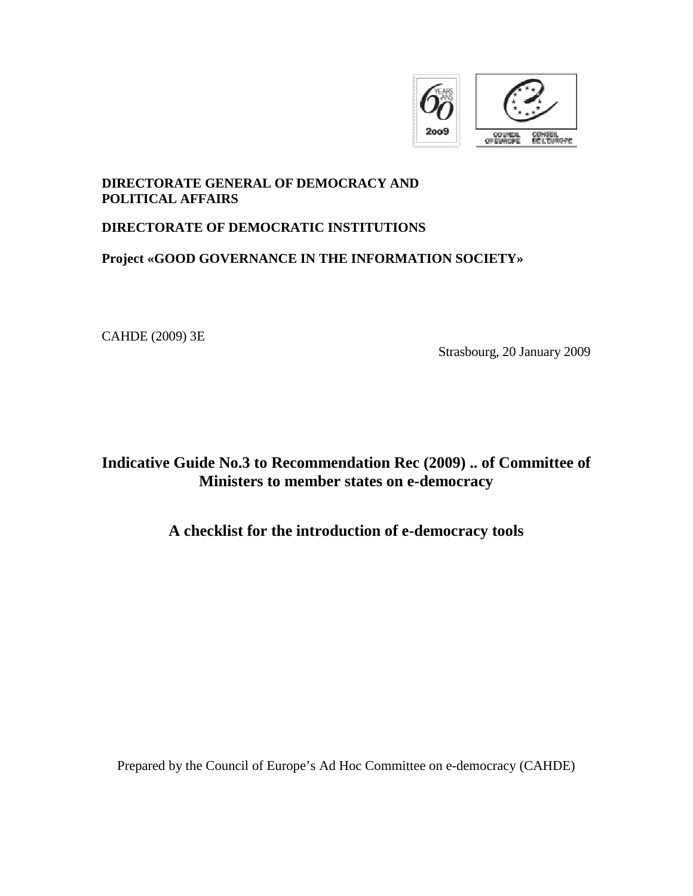**DIRECTORATE GENERAL OF DEMOCRACY AND POLITICAL AFFAIRS**

**DIRECTORATE OF DEMOCRATIC INSTITUTIONS**

**Project «GOOD GOVERNANCE IN THE INFORMATION SOCIETY»**

CAHDE (2009) 3E

Strasbourg, 20 January 2009

# Indicative Guide No.3 to Recommendation Rec (2009) .. of Committee of Ministers to member states on e-democracy

## A checklist for the introduction of e-democracy tools

Prepared by the Council of Europe's Ad Hoc Committee on e-democracy (CAHDE)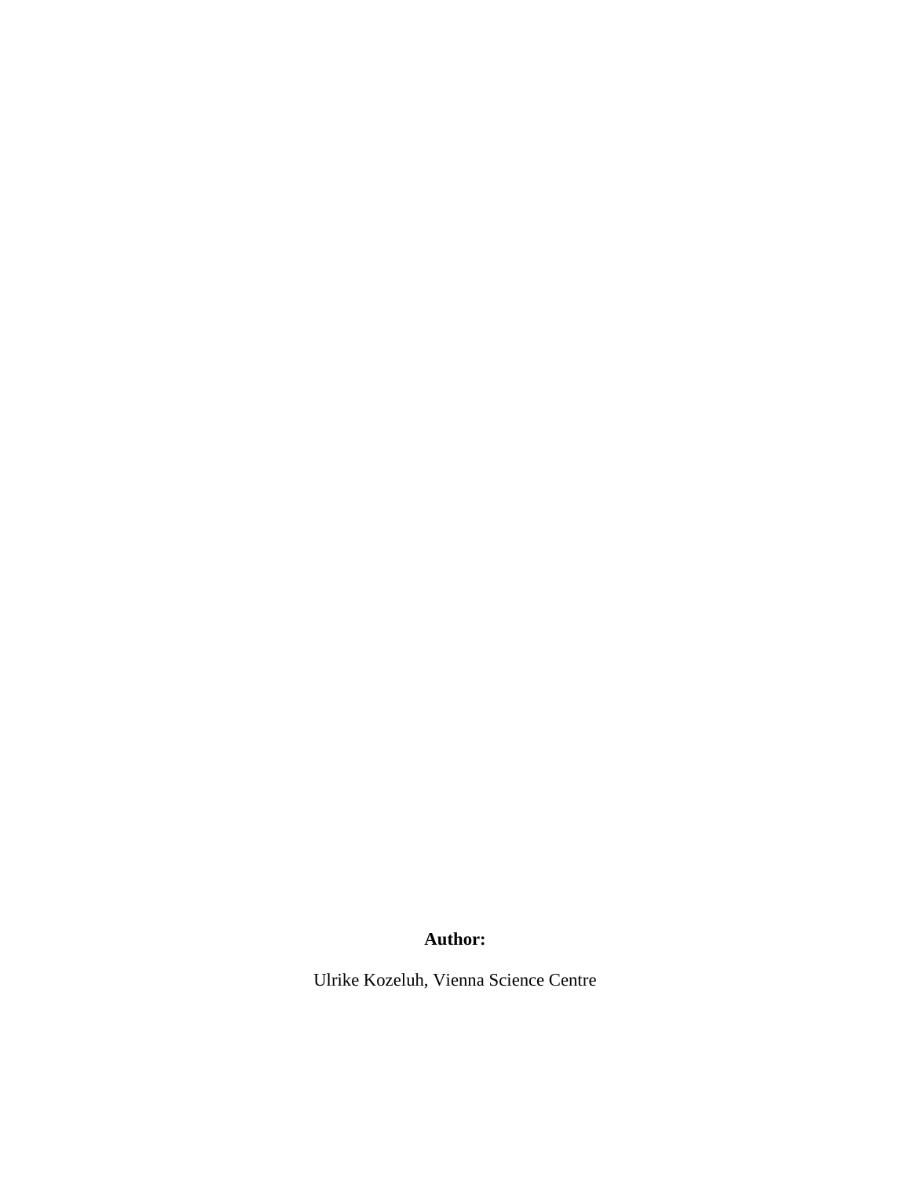**Author:**

Ulrike Kozeluh, Vienna Science Centre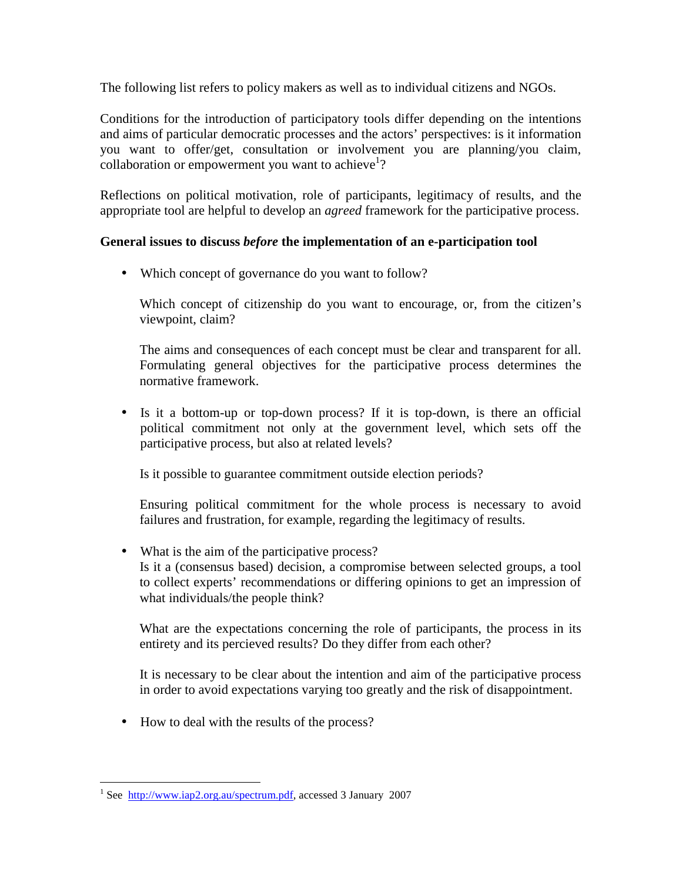The following list refers to policy makers as well as to individual citizens and NGOs.

Conditions for the introduction of participatory tools differ depending on the intentions and aims of particular democratic processes and the actors' perspectives: is it information you want to offer/get, consultation or involvement you are planning/you claim, collaboration or empowerment you want to achieve[1]?

Reflections on political motivation, role of participants, legitimacy of results, and the appropriate tool are helpful to develop an *agreed* framework for the participative process.

**General issues to discuss *before* the implementation of an e-participation tool**

- Which concept of governance do you want to follow?

  Which concept of citizenship do you want to encourage, or, from the citizen's viewpoint, claim?

  The aims and consequences of each concept must be clear and transparent for all. Formulating general objectives for the participative process determines the normative framework.

- Is it a bottom-up or top-down process? If it is top-down, is there an official political commitment not only at the government level, which sets off the participative process, but also at related levels?

  Is it possible to guarantee commitment outside election periods?

  Ensuring political commitment for the whole process is necessary to avoid failures and frustration, for example, regarding the legitimacy of results.

- What is the aim of the participative process?
  Is it a (consensus based) decision, a compromise between selected groups, a tool to collect experts' recommendations or differing opinions to get an impression of what individuals/the people think?

  What are the expectations concerning the role of participants, the process in its entirety and its percieved results? Do they differ from each other?

  It is necessary to be clear about the intention and aim of the participative process in order to avoid expectations varying too greatly and the risk of disappointment.

- How to deal with the results of the process?

---

[1] See http://www.iap2.org.au/spectrum.pdf, accessed 3 January 2007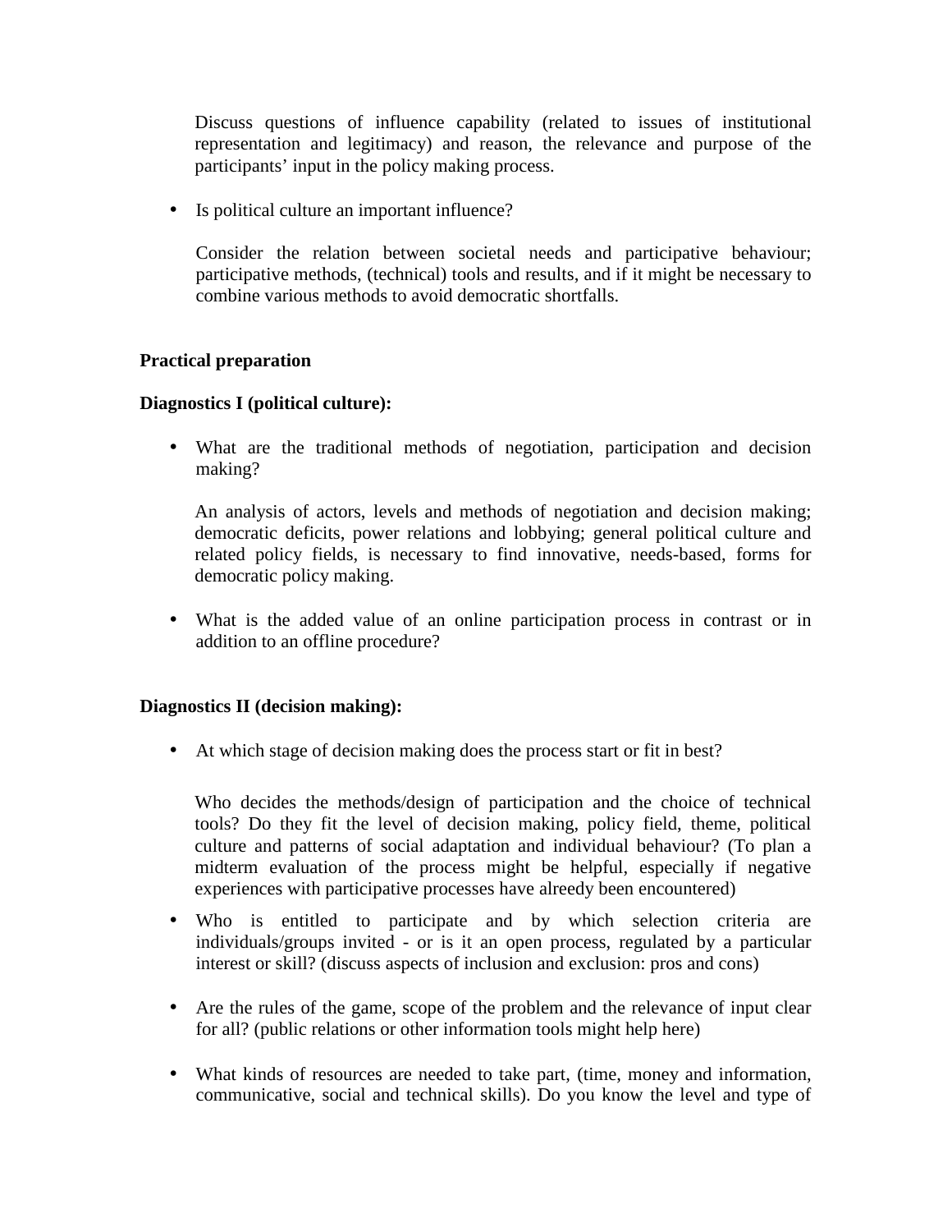Discuss questions of influence capability (related to issues of institutional representation and legitimacy) and reason, the relevance and purpose of the participants' input in the policy making process.

- Is political culture an important influence?

  Consider the relation between societal needs and participative behaviour; participative methods, (technical) tools and results, and if it might be necessary to combine various methods to avoid democratic shortfalls.

**Practical preparation**

**Diagnostics I (political culture):**

- What are the traditional methods of negotiation, participation and decision making?

  An analysis of actors, levels and methods of negotiation and decision making; democratic deficits, power relations and lobbying; general political culture and related policy fields, is necessary to find innovative, needs-based, forms for democratic policy making.

- What is the added value of an online participation process in contrast or in addition to an offline procedure?

**Diagnostics II (decision making):**

- At which stage of decision making does the process start or fit in best?

  Who decides the methods/design of participation and the choice of technical tools? Do they fit the level of decision making, policy field, theme, political culture and patterns of social adaptation and individual behaviour? (To plan a midterm evaluation of the process might be helpful, especially if negative experiences with participative processes have alreedy been encountered)

- Who is entitled to participate and by which selection criteria are individuals/groups invited - or is it an open process, regulated by a particular interest or skill? (discuss aspects of inclusion and exclusion: pros and cons)

- Are the rules of the game, scope of the problem and the relevance of input clear for all? (public relations or other information tools might help here)

- What kinds of resources are needed to take part, (time, money and information, communicative, social and technical skills). Do you know the level and type of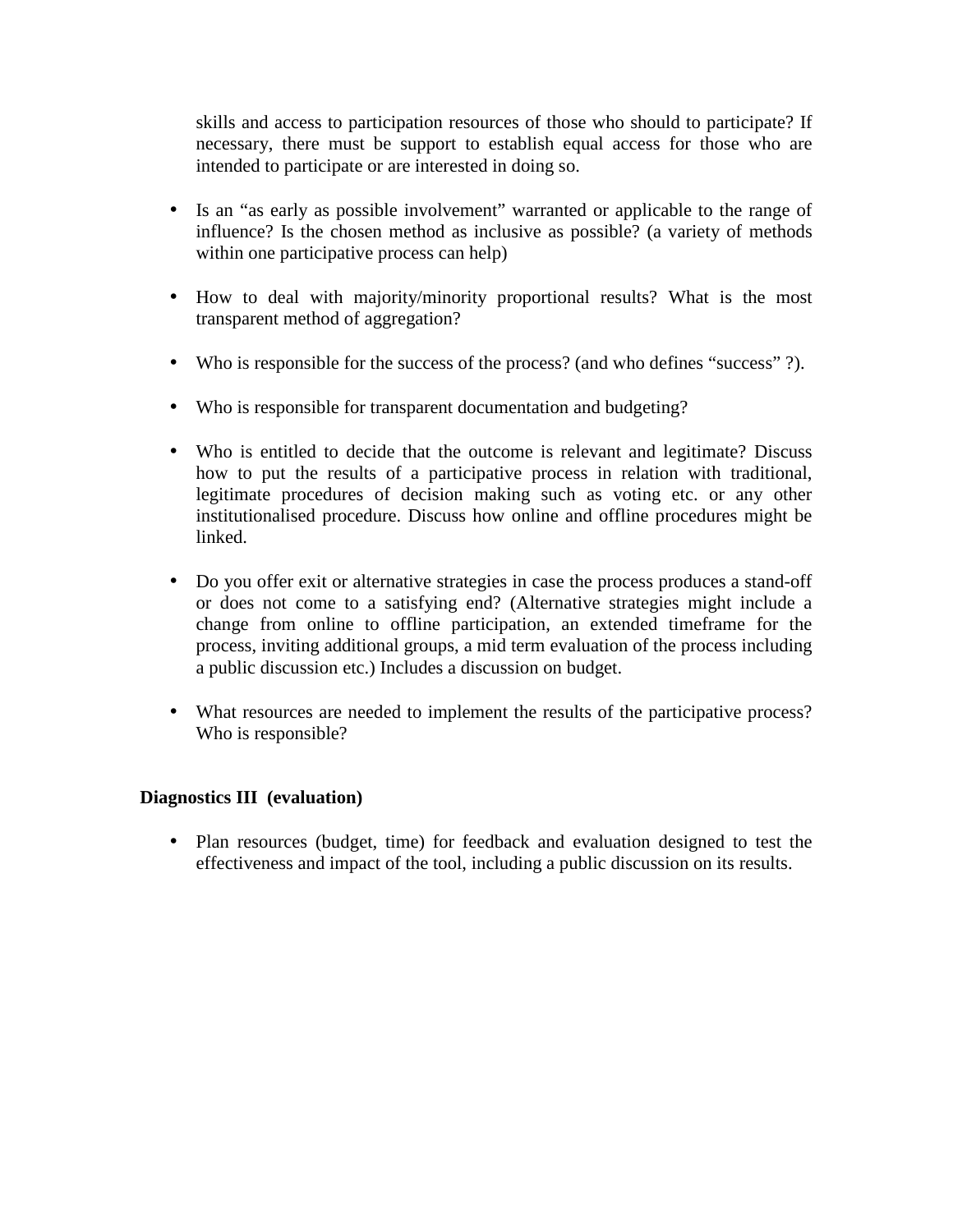skills and access to participation resources of those who should to participate? If necessary, there must be support to establish equal access for those who are intended to participate or are interested in doing so.

- Is an “as early as possible involvement” warranted or applicable to the range of influence? Is the chosen method as inclusive as possible? (a variety of methods within one participative process can help)

- How to deal with majority/minority proportional results? What is the most transparent method of aggregation?

- Who is responsible for the success of the process? (and who defines “success” ?).

- Who is responsible for transparent documentation and budgeting?

- Who is entitled to decide that the outcome is relevant and legitimate? Discuss how to put the results of a participative process in relation with traditional, legitimate procedures of decision making such as voting etc. or any other institutionalised procedure. Discuss how online and offline procedures might be linked.

- Do you offer exit or alternative strategies in case the process produces a stand-off or does not come to a satisfying end? (Alternative strategies might include a change from online to offline participation, an extended timeframe for the process, inviting additional groups, a mid term evaluation of the process including a public discussion etc.) Includes a discussion on budget.

- What resources are needed to implement the results of the participative process? Who is responsible?

**Diagnostics III (evaluation)**

- Plan resources (budget, time) for feedback and evaluation designed to test the effectiveness and impact of the tool, including a public discussion on its results.